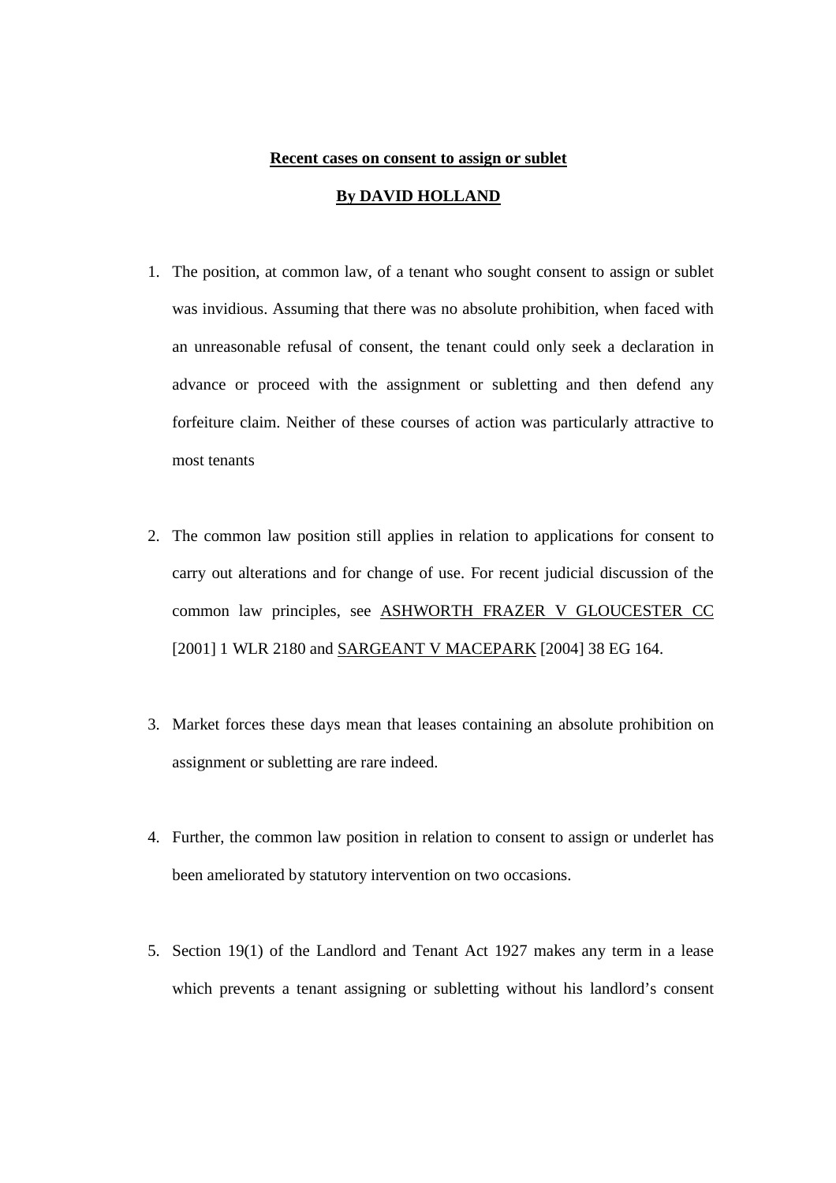**Recent cases on consent to assign or sublet**

**By DAVID HOLLAND**

1. The position, at common law, of a tenant who sought consent to assign or sublet was invidious. Assuming that there was no absolute prohibition, when faced with an unreasonable refusal of consent, the tenant could only seek a declaration in advance or proceed with the assignment or subletting and then defend any forfeiture claim. Neither of these courses of action was particularly attractive to most tenants

2. The common law position still applies in relation to applications for consent to carry out alterations and for change of use. For recent judicial discussion of the common law principles, see <u>ASHWORTH FRAZER V GLOUCESTER CC</u> [2001] 1 WLR 2180 and <u>SARGEANT V MACEPARK</u> [2004] 38 EG 164.

3. Market forces these days mean that leases containing an absolute prohibition on assignment or subletting are rare indeed.

4. Further, the common law position in relation to consent to assign or underlet has been ameliorated by statutory intervention on two occasions.

5. Section 19(1) of the Landlord and Tenant Act 1927 makes any term in a lease which prevents a tenant assigning or subletting without his landlord's consent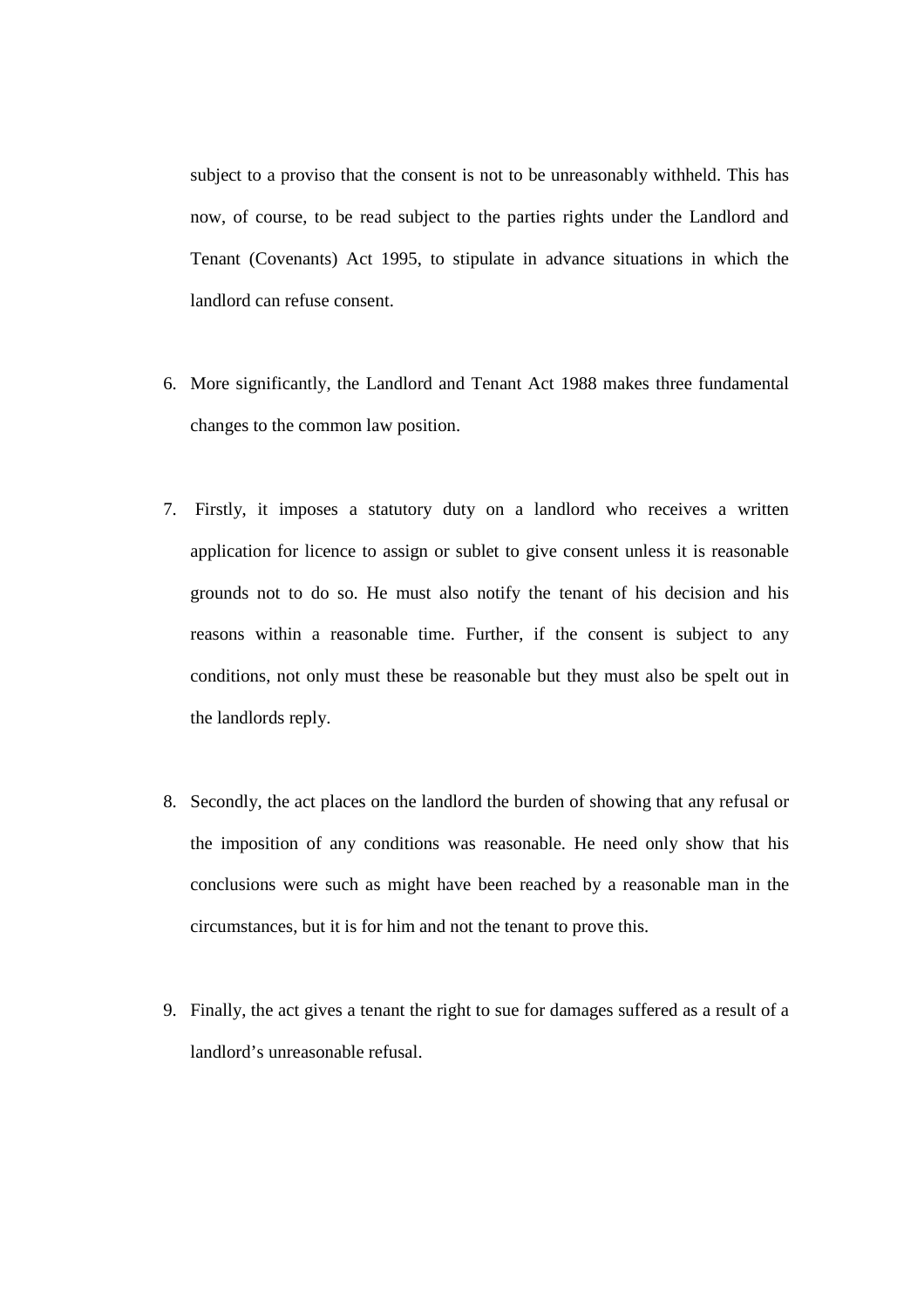subject to a proviso that the consent is not to be unreasonably withheld. This has now, of course, to be read subject to the parties rights under the Landlord and Tenant (Covenants) Act 1995, to stipulate in advance situations in which the landlord can refuse consent.

6. More significantly, the Landlord and Tenant Act 1988 makes three fundamental changes to the common law position.

7. Firstly, it imposes a statutory duty on a landlord who receives a written application for licence to assign or sublet to give consent unless it is reasonable grounds not to do so. He must also notify the tenant of his decision and his reasons within a reasonable time. Further, if the consent is subject to any conditions, not only must these be reasonable but they must also be spelt out in the landlords reply.

8. Secondly, the act places on the landlord the burden of showing that any refusal or the imposition of any conditions was reasonable. He need only show that his conclusions were such as might have been reached by a reasonable man in the circumstances, but it is for him and not the tenant to prove this.

9. Finally, the act gives a tenant the right to sue for damages suffered as a result of a landlord's unreasonable refusal.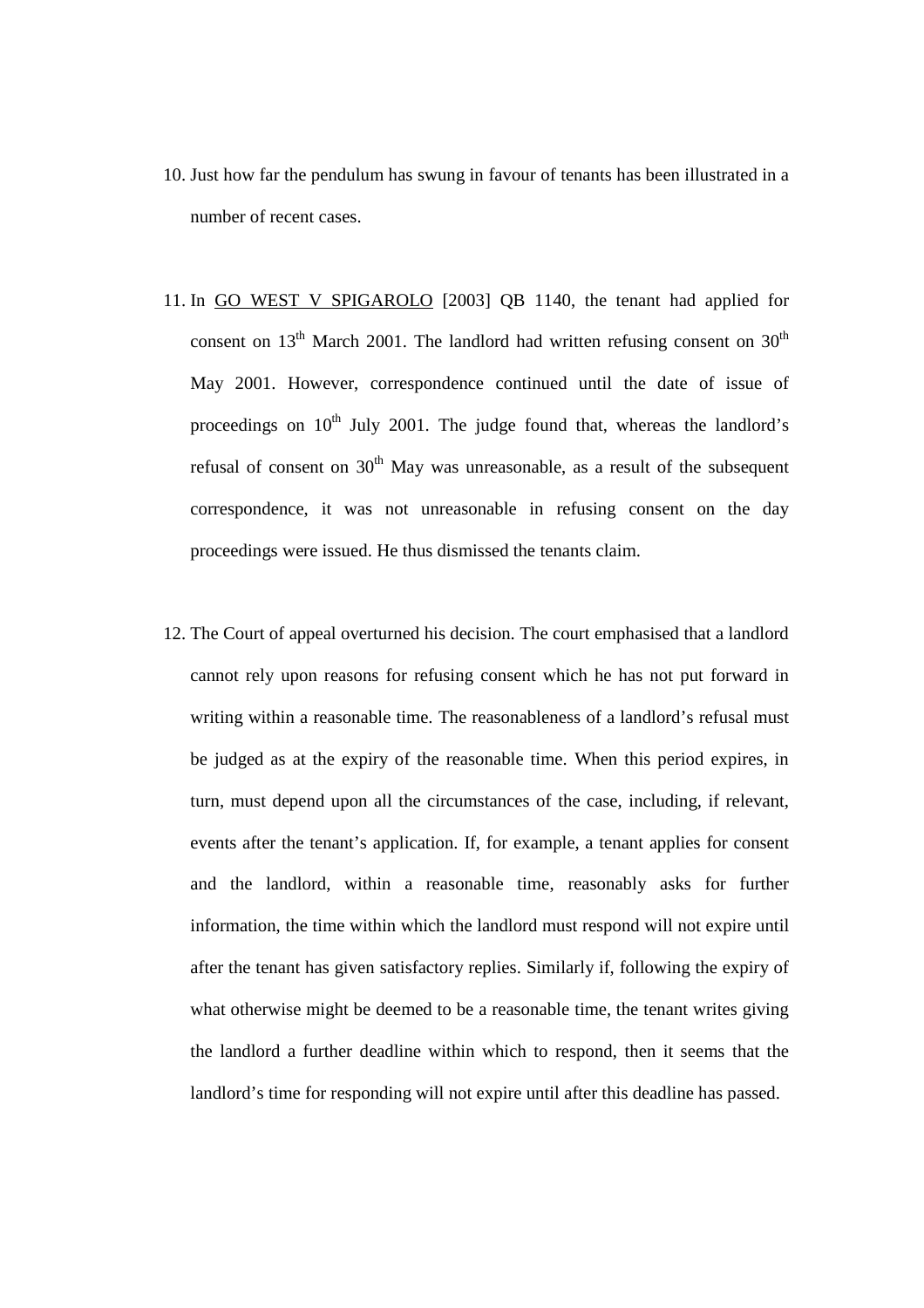10. Just how far the pendulum has swung in favour of tenants has been illustrated in a number of recent cases.

11. In GO WEST V SPIGAROLO [2003] QB 1140, the tenant had applied for consent on 13th March 2001. The landlord had written refusing consent on 30th May 2001. However, correspondence continued until the date of issue of proceedings on 10th July 2001. The judge found that, whereas the landlord's refusal of consent on 30th May was unreasonable, as a result of the subsequent correspondence, it was not unreasonable in refusing consent on the day proceedings were issued. He thus dismissed the tenants claim.

12. The Court of appeal overturned his decision. The court emphasised that a landlord cannot rely upon reasons for refusing consent which he has not put forward in writing within a reasonable time. The reasonableness of a landlord's refusal must be judged as at the expiry of the reasonable time. When this period expires, in turn, must depend upon all the circumstances of the case, including, if relevant, events after the tenant's application. If, for example, a tenant applies for consent and the landlord, within a reasonable time, reasonably asks for further information, the time within which the landlord must respond will not expire until after the tenant has given satisfactory replies. Similarly if, following the expiry of what otherwise might be deemed to be a reasonable time, the tenant writes giving the landlord a further deadline within which to respond, then it seems that the landlord's time for responding will not expire until after this deadline has passed.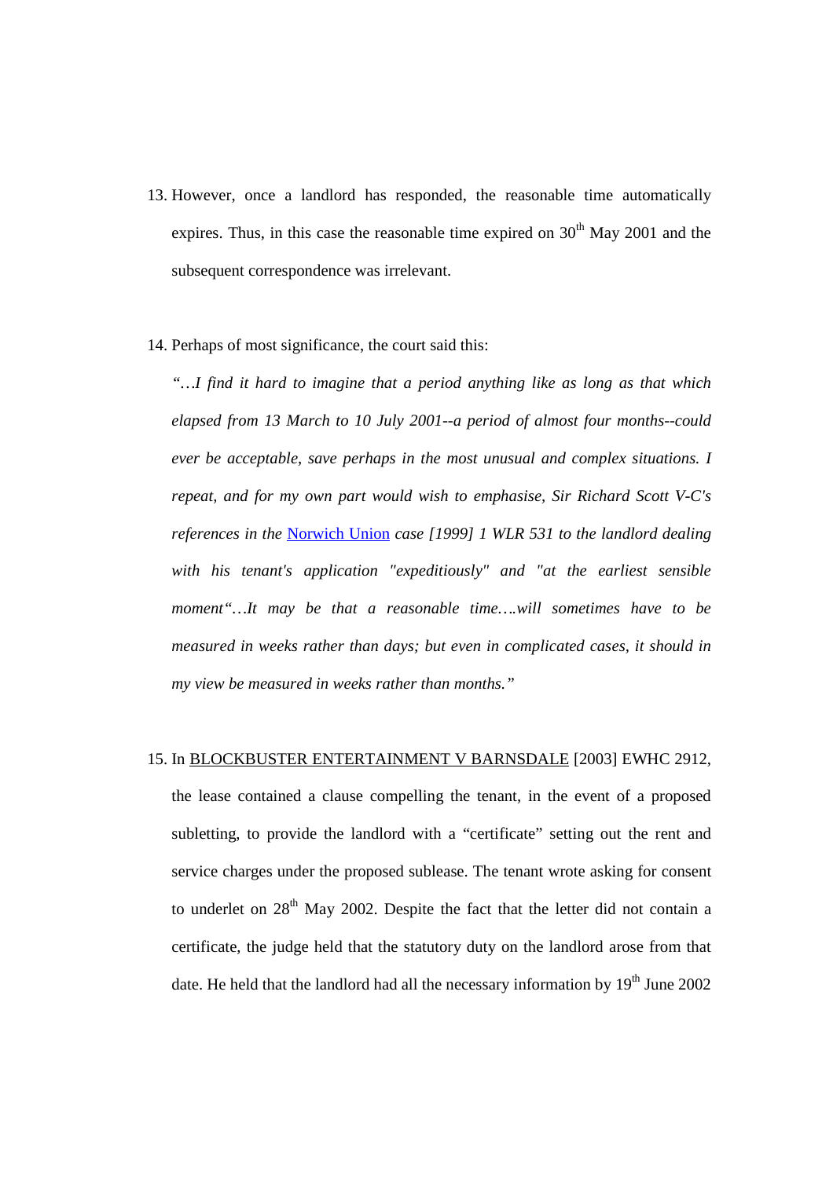13. However, once a landlord has responded, the reasonable time automatically expires. Thus, in this case the reasonable time expired on 30th May 2001 and the subsequent correspondence was irrelevant.

14. Perhaps of most significance, the court said this:

    *"…I find it hard to imagine that a period anything like as long as that which elapsed from 13 March to 10 July 2001--a period of almost four months--could ever be acceptable, save perhaps in the most unusual and complex situations. I repeat, and for my own part would wish to emphasise, Sir Richard Scott V-C's references in the* Norwich Union *case [1999] 1 WLR 531 to the landlord dealing with his tenant's application "expeditiously" and "at the earliest sensible moment"…It may be that a reasonable time….will sometimes have to be measured in weeks rather than days; but even in complicated cases, it should in my view be measured in weeks rather than months."*

15. In BLOCKBUSTER ENTERTAINMENT V BARNSDALE [2003] EWHC 2912, the lease contained a clause compelling the tenant, in the event of a proposed subletting, to provide the landlord with a "certificate" setting out the rent and service charges under the proposed sublease. The tenant wrote asking for consent to underlet on 28th May 2002. Despite the fact that the letter did not contain a certificate, the judge held that the statutory duty on the landlord arose from that date. He held that the landlord had all the necessary information by 19th June 2002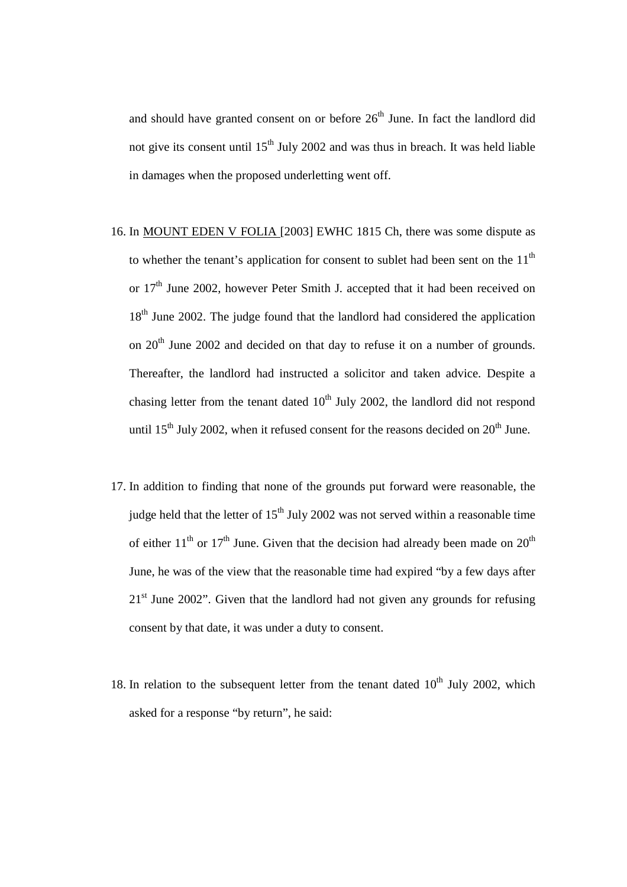and should have granted consent on or before 26th June. In fact the landlord did not give its consent until 15th July 2002 and was thus in breach. It was held liable in damages when the proposed underletting went off.

16. In <u>MOUNT EDEN V FOLIA</u> [2003] EWHC 1815 Ch, there was some dispute as to whether the tenant's application for consent to sublet had been sent on the 11th or 17th June 2002, however Peter Smith J. accepted that it had been received on 18th June 2002. The judge found that the landlord had considered the application on 20th June 2002 and decided on that day to refuse it on a number of grounds. Thereafter, the landlord had instructed a solicitor and taken advice. Despite a chasing letter from the tenant dated 10th July 2002, the landlord did not respond until 15th July 2002, when it refused consent for the reasons decided on 20th June.

17. In addition to finding that none of the grounds put forward were reasonable, the judge held that the letter of 15th July 2002 was not served within a reasonable time of either 11th or 17th June. Given that the decision had already been made on 20th June, he was of the view that the reasonable time had expired "by a few days after 21st June 2002". Given that the landlord had not given any grounds for refusing consent by that date, it was under a duty to consent.

18. In relation to the subsequent letter from the tenant dated 10th July 2002, which asked for a response "by return", he said: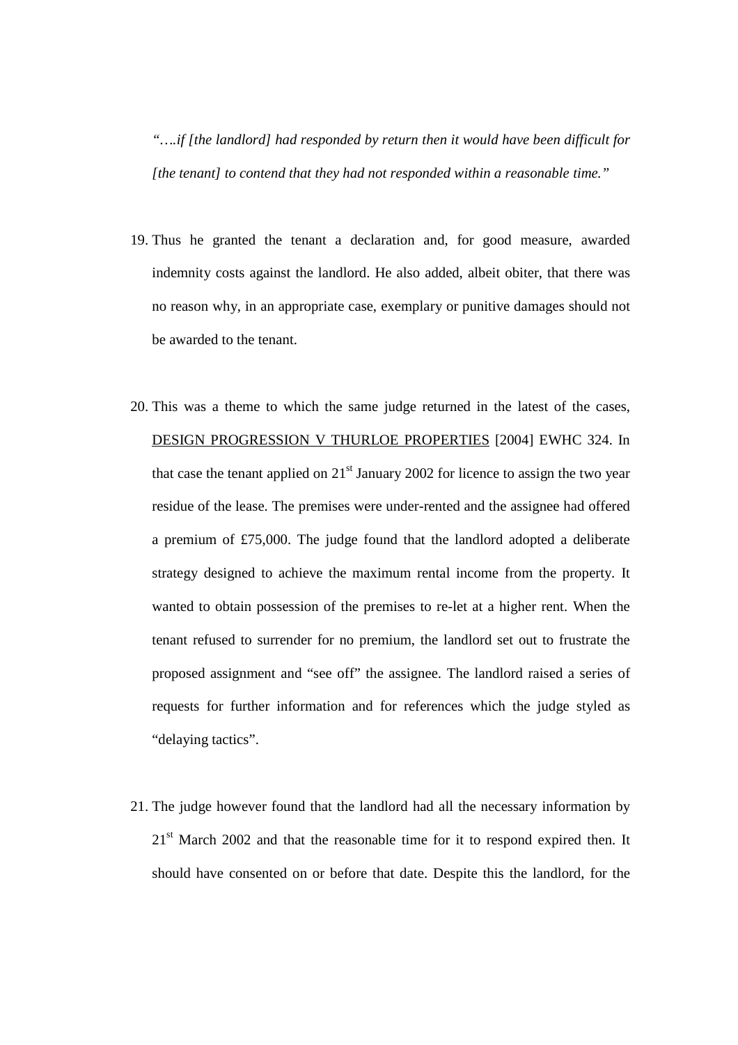*"….if [the landlord] had responded by return then it would have been difficult for [the tenant] to contend that they had not responded within a reasonable time."*

19. Thus he granted the tenant a declaration and, for good measure, awarded indemnity costs against the landlord. He also added, albeit obiter, that there was no reason why, in an appropriate case, exemplary or punitive damages should not be awarded to the tenant.

20. This was a theme to which the same judge returned in the latest of the cases, DESIGN PROGRESSION V THURLOE PROPERTIES [2004] EWHC 324. In that case the tenant applied on 21st January 2002 for licence to assign the two year residue of the lease. The premises were under-rented and the assignee had offered a premium of £75,000. The judge found that the landlord adopted a deliberate strategy designed to achieve the maximum rental income from the property. It wanted to obtain possession of the premises to re-let at a higher rent. When the tenant refused to surrender for no premium, the landlord set out to frustrate the proposed assignment and "see off" the assignee. The landlord raised a series of requests for further information and for references which the judge styled as "delaying tactics".

21. The judge however found that the landlord had all the necessary information by 21st March 2002 and that the reasonable time for it to respond expired then. It should have consented on or before that date. Despite this the landlord, for the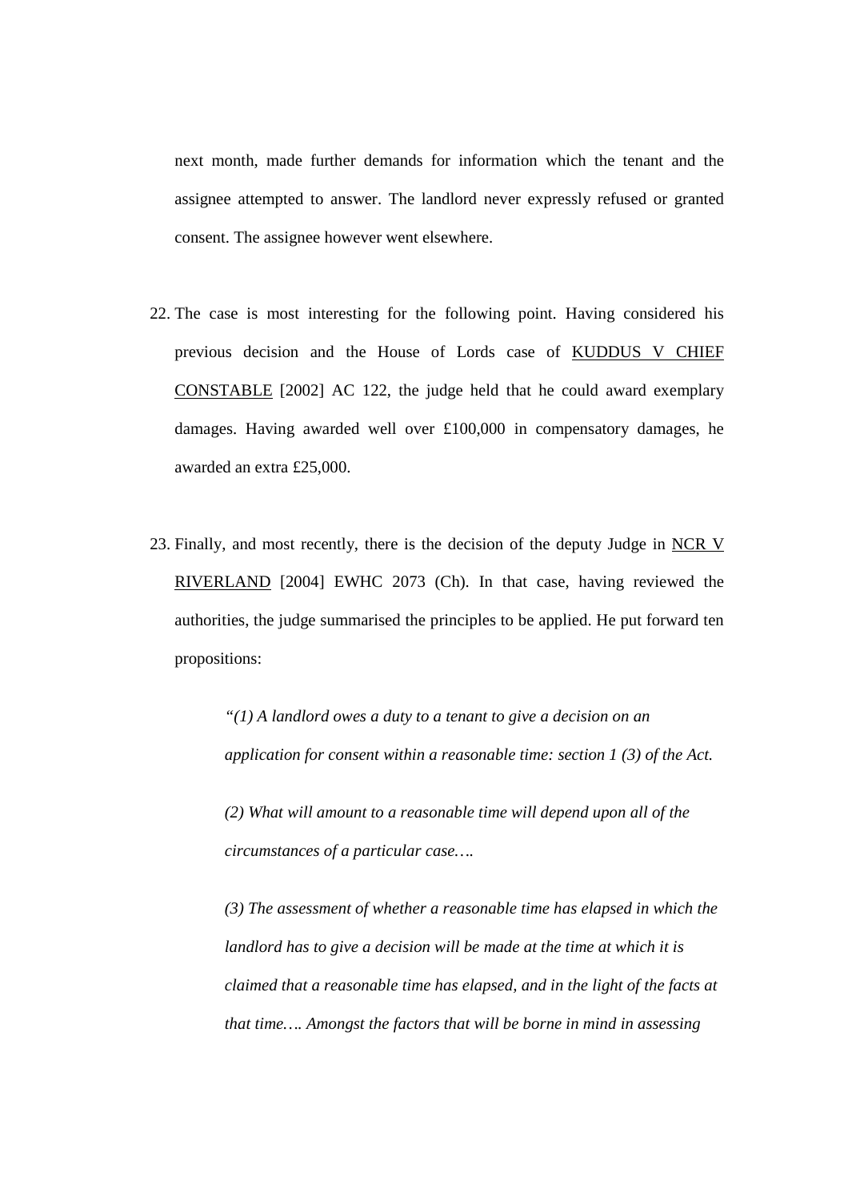next month, made further demands for information which the tenant and the assignee attempted to answer. The landlord never expressly refused or granted consent. The assignee however went elsewhere.

22. The case is most interesting for the following point. Having considered his previous decision and the House of Lords case of <u>KUDDUS V CHIEF CONSTABLE</u> [2002] AC 122, the judge held that he could award exemplary damages. Having awarded well over £100,000 in compensatory damages, he awarded an extra £25,000.

23. Finally, and most recently, there is the decision of the deputy Judge in <u>NCR V RIVERLAND</u> [2004] EWHC 2073 (Ch). In that case, having reviewed the authorities, the judge summarised the principles to be applied. He put forward ten propositions:

> *"(1) A landlord owes a duty to a tenant to give a decision on an application for consent within a reasonable time: section 1 (3) of the Act.*
>
> *(2) What will amount to a reasonable time will depend upon all of the circumstances of a particular case….*
>
> *(3) The assessment of whether a reasonable time has elapsed in which the landlord has to give a decision will be made at the time at which it is claimed that a reasonable time has elapsed, and in the light of the facts at that time…. Amongst the factors that will be borne in mind in assessing*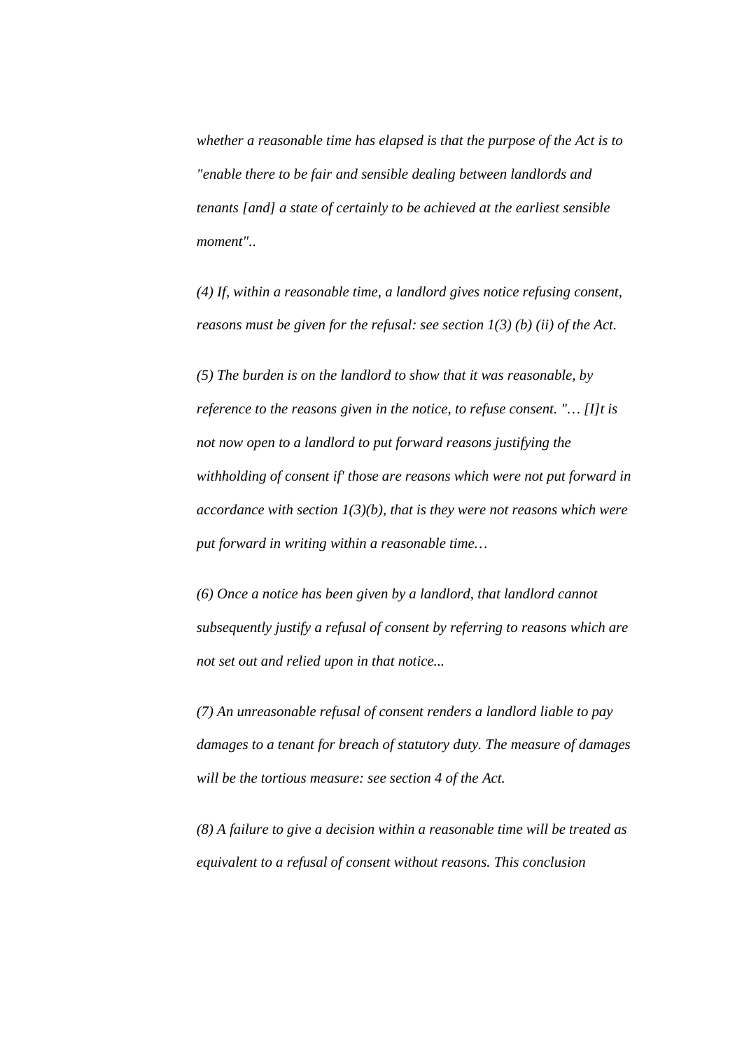*whether a reasonable time has elapsed is that the purpose of the Act is to "enable there to be fair and sensible dealing between landlords and tenants [and] a state of certainly to be achieved at the earliest sensible moment"..*

*(4) If, within a reasonable time, a landlord gives notice refusing consent, reasons must be given for the refusal: see section 1(3) (b) (ii) of the Act.*

*(5) The burden is on the landlord to show that it was reasonable, by reference to the reasons given in the notice, to refuse consent. "… [I]t is not now open to a landlord to put forward reasons justifying the withholding of consent if' those are reasons which were not put forward in accordance with section 1(3)(b), that is they were not reasons which were put forward in writing within a reasonable time…*

*(6) Once a notice has been given by a landlord, that landlord cannot subsequently justify a refusal of consent by referring to reasons which are not set out and relied upon in that notice...*

*(7) An unreasonable refusal of consent renders a landlord liable to pay damages to a tenant for breach of statutory duty. The measure of damages will be the tortious measure: see section 4 of the Act.*

*(8) A failure to give a decision within a reasonable time will be treated as equivalent to a refusal of consent without reasons. This conclusion*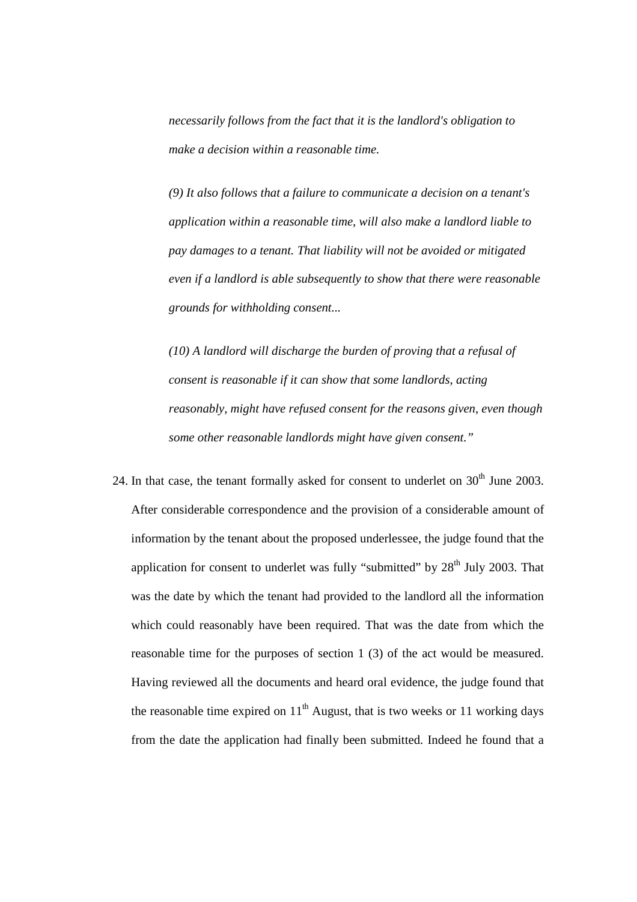*necessarily follows from the fact that it is the landlord's obligation to make a decision within a reasonable time.*

*(9) It also follows that a failure to communicate a decision on a tenant's application within a reasonable time, will also make a landlord liable to pay damages to a tenant. That liability will not be avoided or mitigated even if a landlord is able subsequently to show that there were reasonable grounds for withholding consent...*

*(10) A landlord will discharge the burden of proving that a refusal of consent is reasonable if it can show that some landlords, acting reasonably, might have refused consent for the reasons given, even though some other reasonable landlords might have given consent."*

24. In that case, the tenant formally asked for consent to underlet on 30th June 2003. After considerable correspondence and the provision of a considerable amount of information by the tenant about the proposed underlessee, the judge found that the application for consent to underlet was fully "submitted" by 28th July 2003. That was the date by which the tenant had provided to the landlord all the information which could reasonably have been required. That was the date from which the reasonable time for the purposes of section 1 (3) of the act would be measured. Having reviewed all the documents and heard oral evidence, the judge found that the reasonable time expired on 11th August, that is two weeks or 11 working days from the date the application had finally been submitted. Indeed he found that a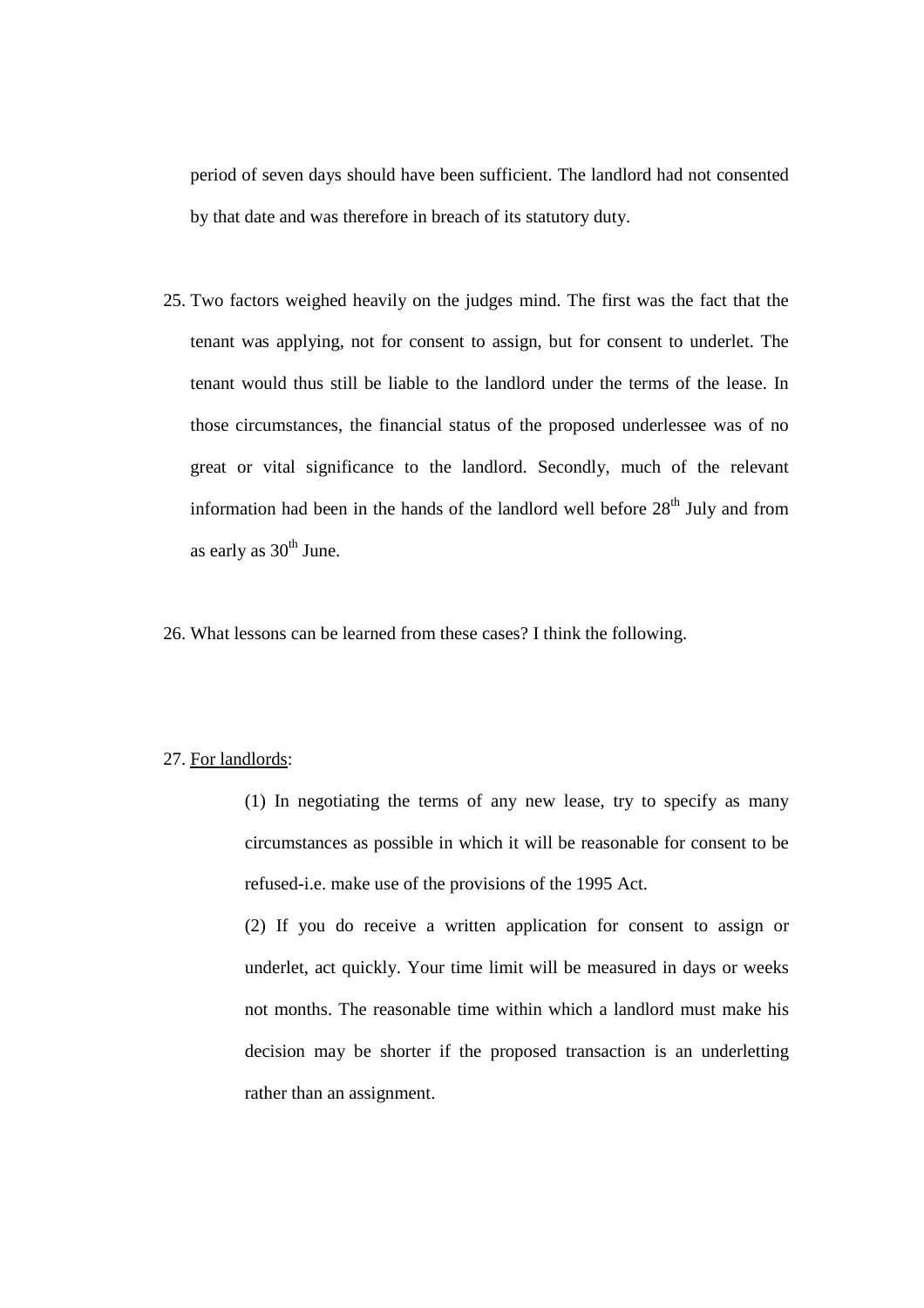period of seven days should have been sufficient. The landlord had not consented by that date and was therefore in breach of its statutory duty.

25. Two factors weighed heavily on the judges mind. The first was the fact that the tenant was applying, not for consent to assign, but for consent to underlet. The tenant would thus still be liable to the landlord under the terms of the lease. In those circumstances, the financial status of the proposed underlessee was of no great or vital significance to the landlord. Secondly, much of the relevant information had been in the hands of the landlord well before 28th July and from as early as 30th June.

26. What lessons can be learned from these cases? I think the following.

27. For landlords:

    (1) In negotiating the terms of any new lease, try to specify as many circumstances as possible in which it will be reasonable for consent to be refused-i.e. make use of the provisions of the 1995 Act.

    (2) If you do receive a written application for consent to assign or underlet, act quickly. Your time limit will be measured in days or weeks not months. The reasonable time within which a landlord must make his decision may be shorter if the proposed transaction is an underletting rather than an assignment.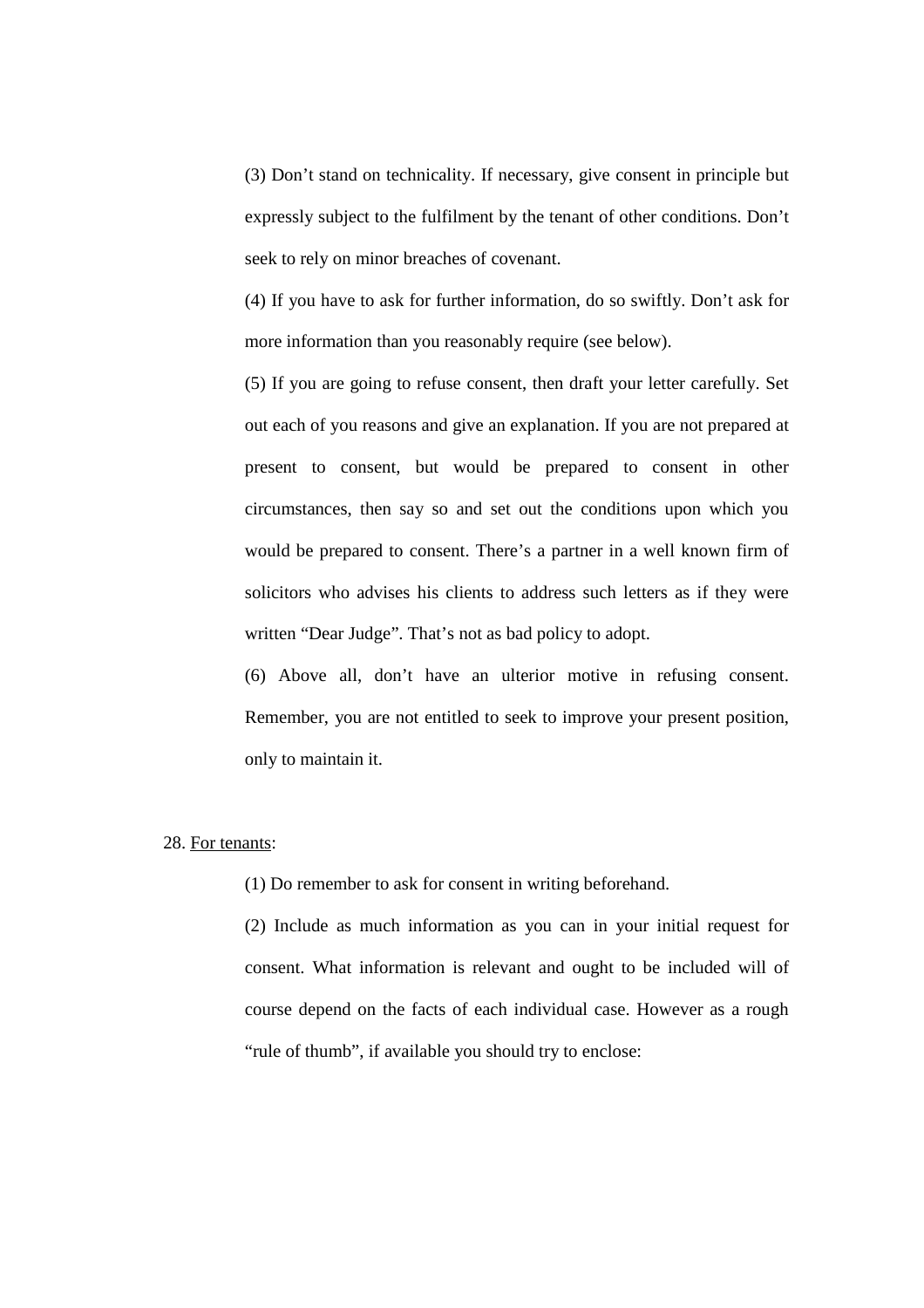(3) Don't stand on technicality. If necessary, give consent in principle but expressly subject to the fulfilment by the tenant of other conditions. Don't seek to rely on minor breaches of covenant.

(4) If you have to ask for further information, do so swiftly. Don't ask for more information than you reasonably require (see below).

(5) If you are going to refuse consent, then draft your letter carefully. Set out each of you reasons and give an explanation. If you are not prepared at present to consent, but would be prepared to consent in other circumstances, then say so and set out the conditions upon which you would be prepared to consent. There's a partner in a well known firm of solicitors who advises his clients to address such letters as if they were written "Dear Judge". That's not as bad policy to adopt.

(6) Above all, don't have an ulterior motive in refusing consent. Remember, you are not entitled to seek to improve your present position, only to maintain it.

28. For tenants:

(1) Do remember to ask for consent in writing beforehand.

(2) Include as much information as you can in your initial request for consent. What information is relevant and ought to be included will of course depend on the facts of each individual case. However as a rough "rule of thumb", if available you should try to enclose: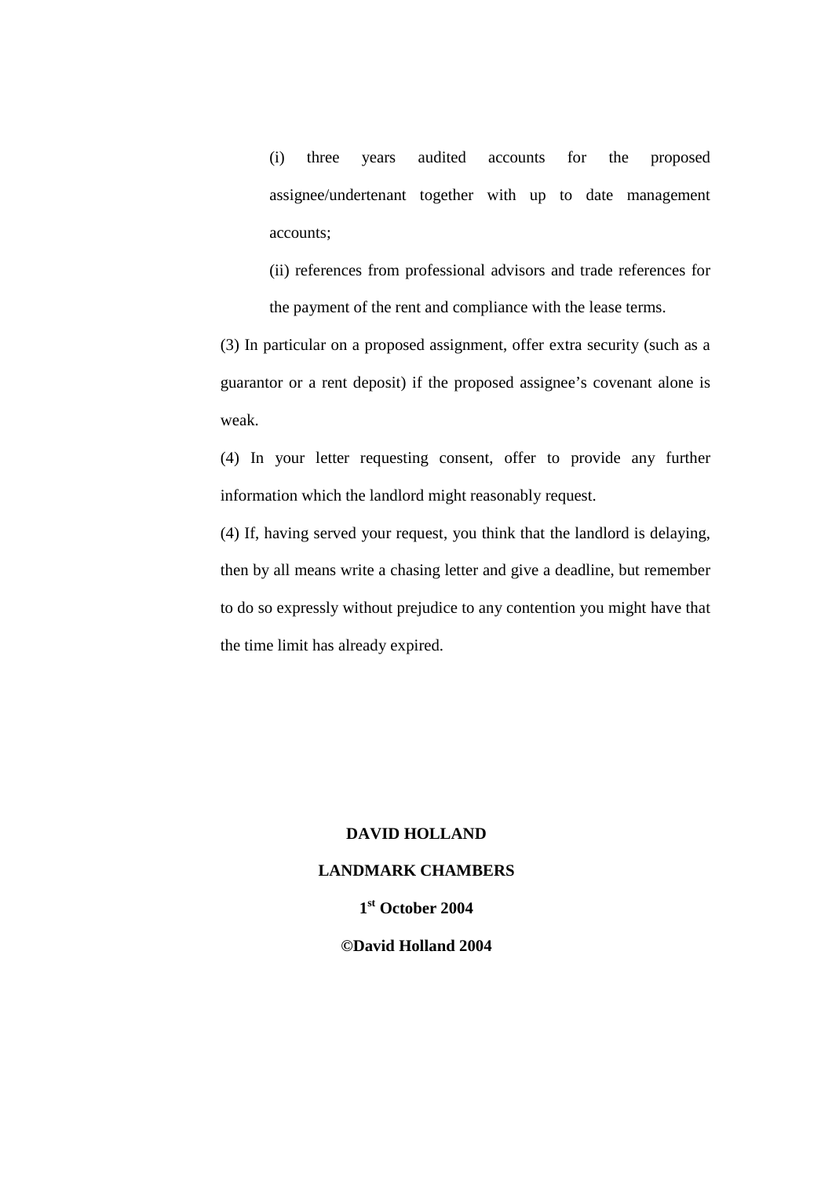(i) three years audited accounts for the proposed assignee/undertenant together with up to date management accounts;

(ii) references from professional advisors and trade references for the payment of the rent and compliance with the lease terms.

(3) In particular on a proposed assignment, offer extra security (such as a guarantor or a rent deposit) if the proposed assignee's covenant alone is weak.

(4) In your letter requesting consent, offer to provide any further information which the landlord might reasonably request.

(4) If, having served your request, you think that the landlord is delaying, then by all means write a chasing letter and give a deadline, but remember to do so expressly without prejudice to any contention you might have that the time limit has already expired.

**DAVID HOLLAND**

**LANDMARK CHAMBERS**

**1st October 2004**

**©David Holland 2004**